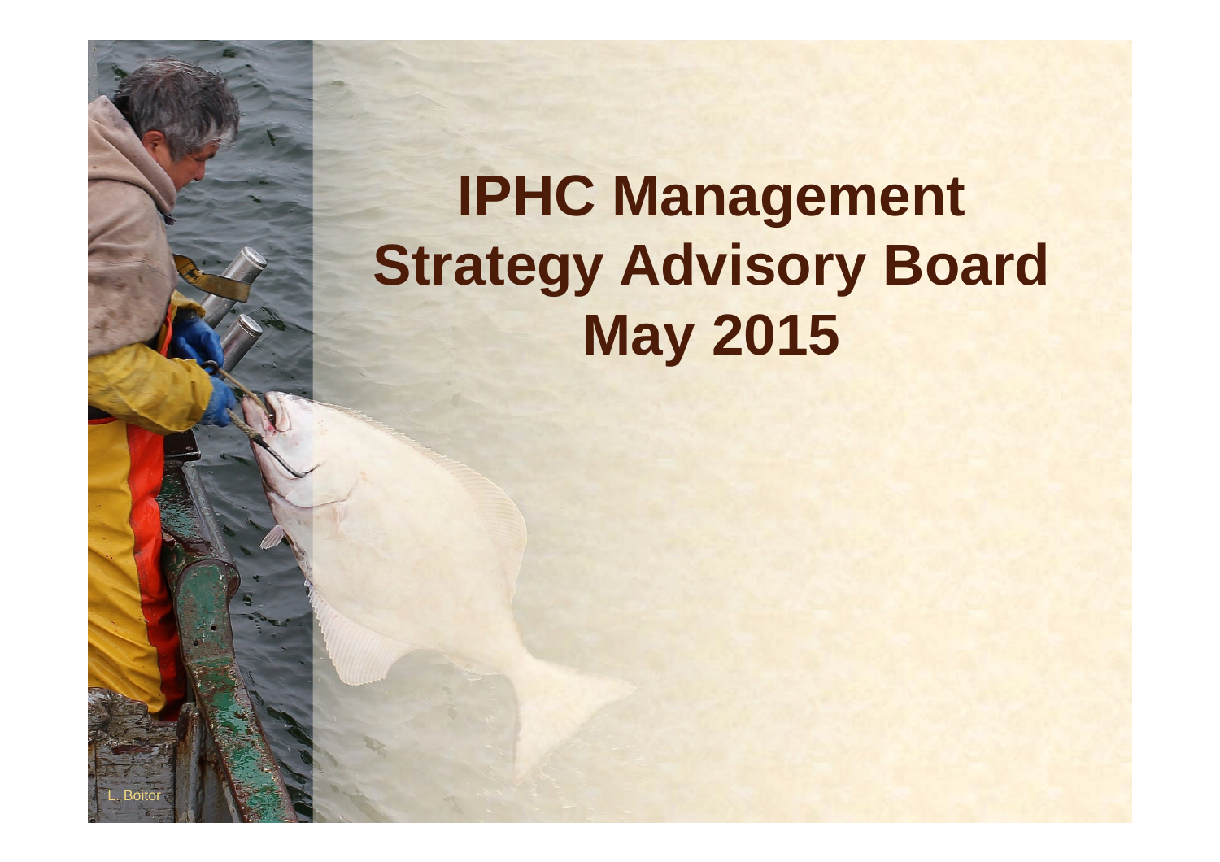# IPHC Management Strategy Advisory Board May 2015

L. Boitor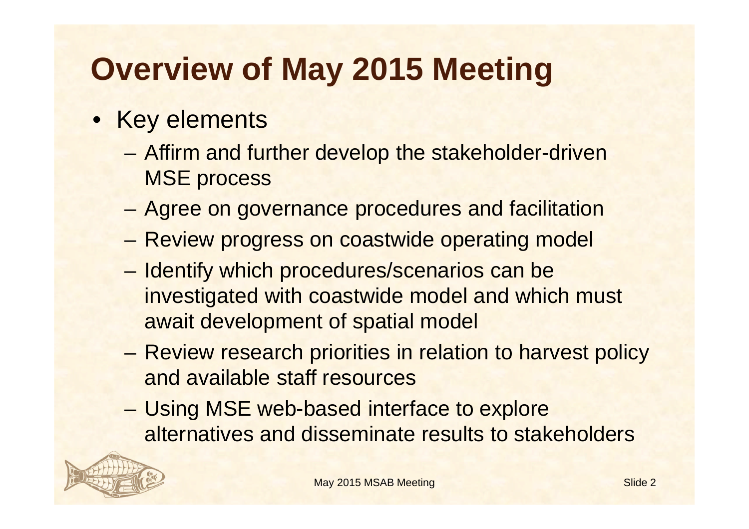# Overview of May 2015 Meeting

- Key elements
  - Affirm and further develop the stakeholder-driven MSE process
  - Agree on governance procedures and facilitation
  - Review progress on coastwide operating model
  - Identify which procedures/scenarios can be investigated with coastwide model and which must await development of spatial model
  - Review research priorities in relation to harvest policy and available staff resources
  - Using MSE web-based interface to explore alternatives and disseminate results to stakeholders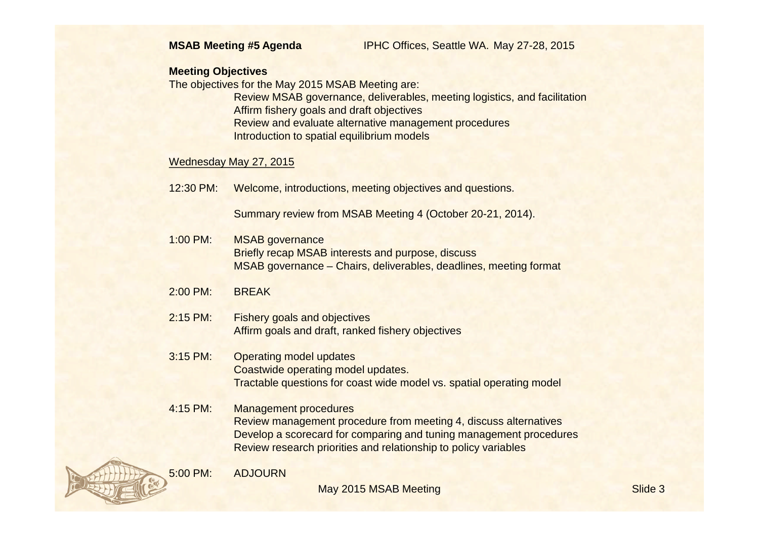**MSAB Meeting #5 Agenda** IPHC Offices, Seattle WA. May 27-28, 2015

**Meeting Objectives**

The objectives for the May 2015 MSAB Meeting are:

- Review MSAB governance, deliverables, meeting logistics, and facilitation
- Affirm fishery goals and draft objectives
- Review and evaluate alternative management procedures
- Introduction to spatial equilibrium models

<u>Wednesday May 27, 2015</u>

12:30 PM: Welcome, introductions, meeting objectives and questions.

Summary review from MSAB Meeting 4 (October 20-21, 2014).

1:00 PM: MSAB governance
Briefly recap MSAB interests and purpose, discuss
MSAB governance – Chairs, deliverables, deadlines, meeting format

2:00 PM: BREAK

2:15 PM: Fishery goals and objectives
Affirm goals and draft, ranked fishery objectives

3:15 PM: Operating model updates
Coastwide operating model updates.
Tractable questions for coast wide model vs. spatial operating model

4:15 PM: Management procedures
Review management procedure from meeting 4, discuss alternatives
Develop a scorecard for comparing and tuning management procedures
Review research priorities and relationship to policy variables

5:00 PM: ADJOURN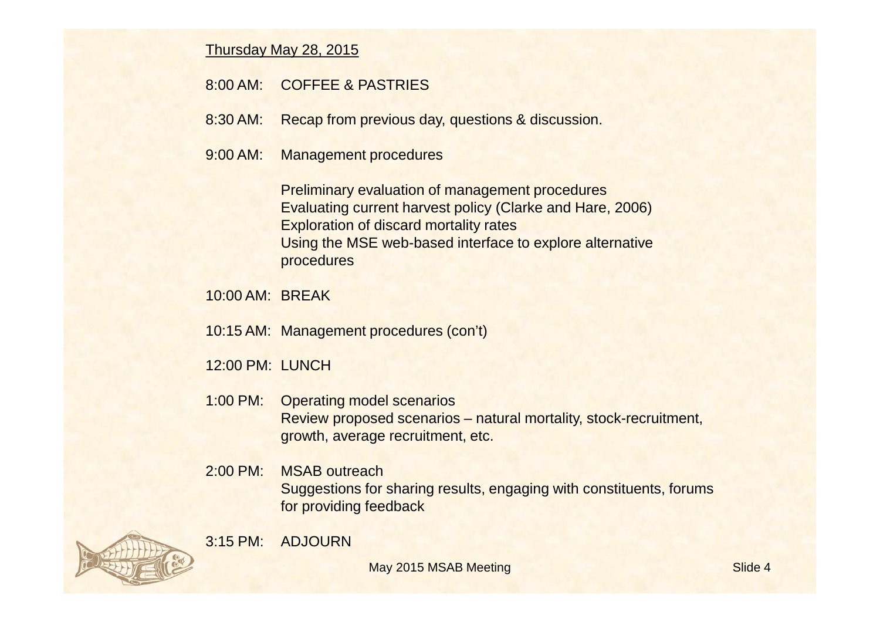Thursday May 28, 2015

8:00 AM: COFFEE & PASTRIES

8:30 AM: Recap from previous day, questions & discussion.

9:00 AM: Management procedures

Preliminary evaluation of management procedures
Evaluating current harvest policy (Clarke and Hare, 2006)
Exploration of discard mortality rates
Using the MSE web-based interface to explore alternative procedures

10:00 AM: BREAK

10:15 AM: Management procedures (con't)

12:00 PM: LUNCH

1:00 PM: Operating model scenarios
Review proposed scenarios – natural mortality, stock-recruitment, growth, average recruitment, etc.

2:00 PM: MSAB outreach
Suggestions for sharing results, engaging with constituents, forums for providing feedback

3:15 PM: ADJOURN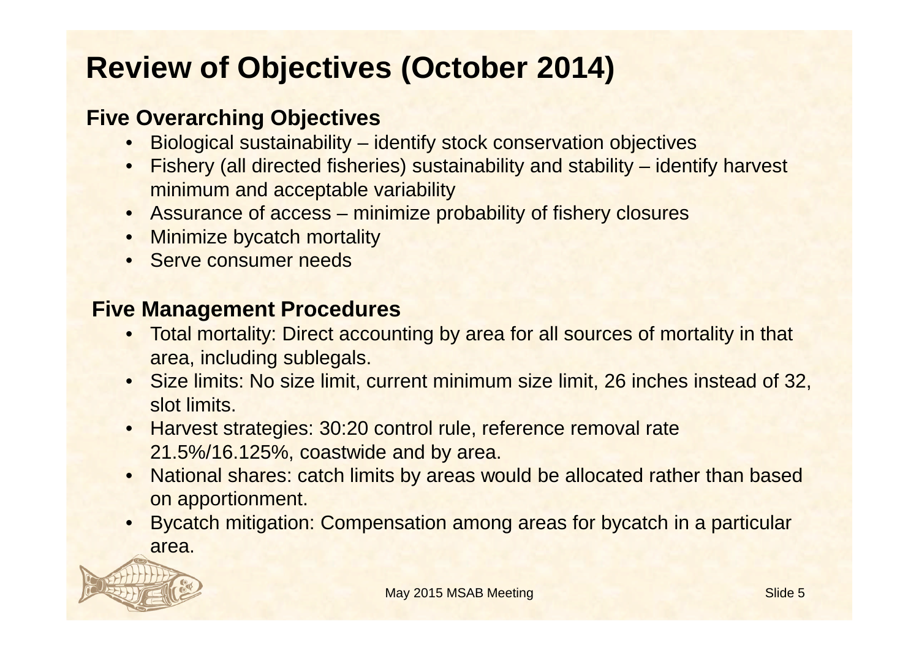# Review of Objectives (October 2014)

## Five Overarching Objectives

- Biological sustainability – identify stock conservation objectives
- Fishery (all directed fisheries) sustainability and stability – identify harvest minimum and acceptable variability
- Assurance of access – minimize probability of fishery closures
- Minimize bycatch mortality
- Serve consumer needs

## Five Management Procedures

- Total mortality: Direct accounting by area for all sources of mortality in that area, including sublegals.
- Size limits: No size limit, current minimum size limit, 26 inches instead of 32, slot limits.
- Harvest strategies: 30:20 control rule, reference removal rate 21.5%/16.125%, coastwide and by area.
- National shares: catch limits by areas would be allocated rather than based on apportionment.
- Bycatch mitigation: Compensation among areas for bycatch in a particular area.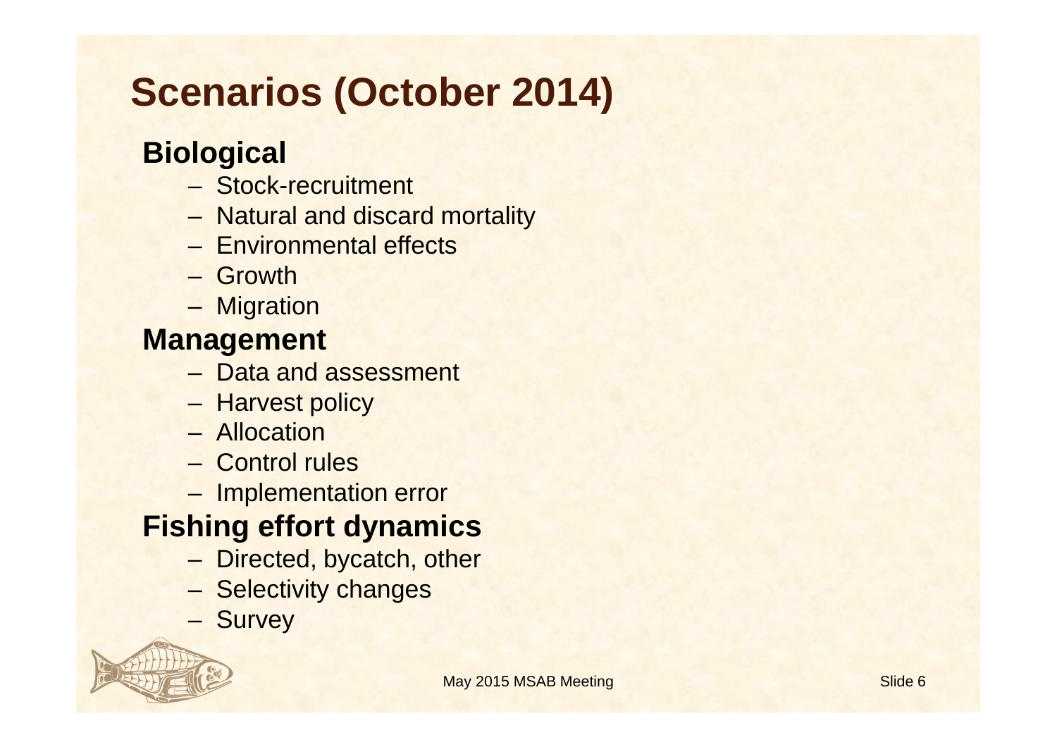# Scenarios (October 2014)

**Biological**

- Stock-recruitment
- Natural and discard mortality
- Environmental effects
- Growth
- Migration

**Management**

- Data and assessment
- Harvest policy
- Allocation
- Control rules
- Implementation error

**Fishing effort dynamics**

- Directed, bycatch, other
- Selectivity changes
- Survey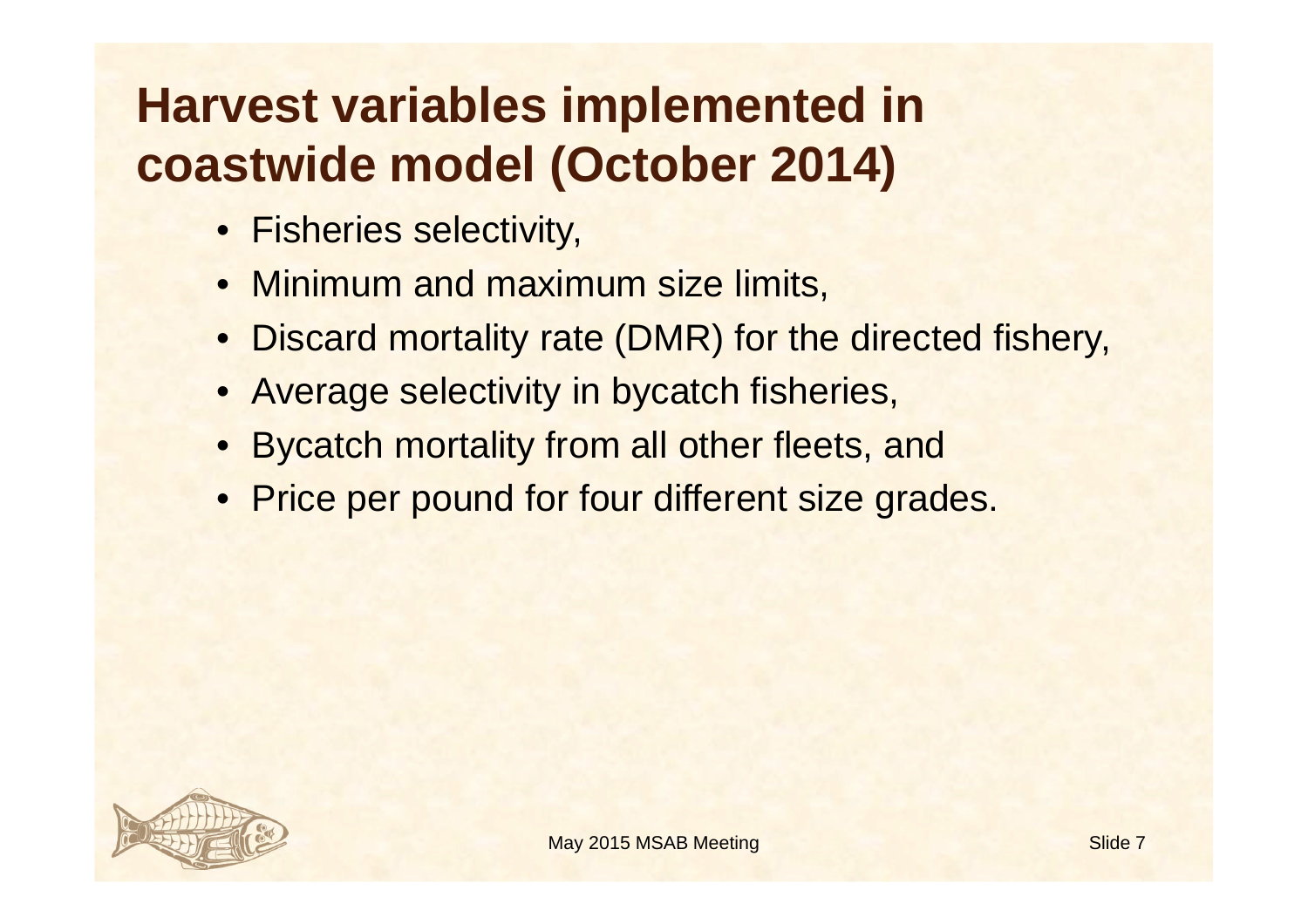# Harvest variables implemented in coastwide model (October 2014)

- Fisheries selectivity,
- Minimum and maximum size limits,
- Discard mortality rate (DMR) for the directed fishery,
- Average selectivity in bycatch fisheries,
- Bycatch mortality from all other fleets, and
- Price per pound for four different size grades.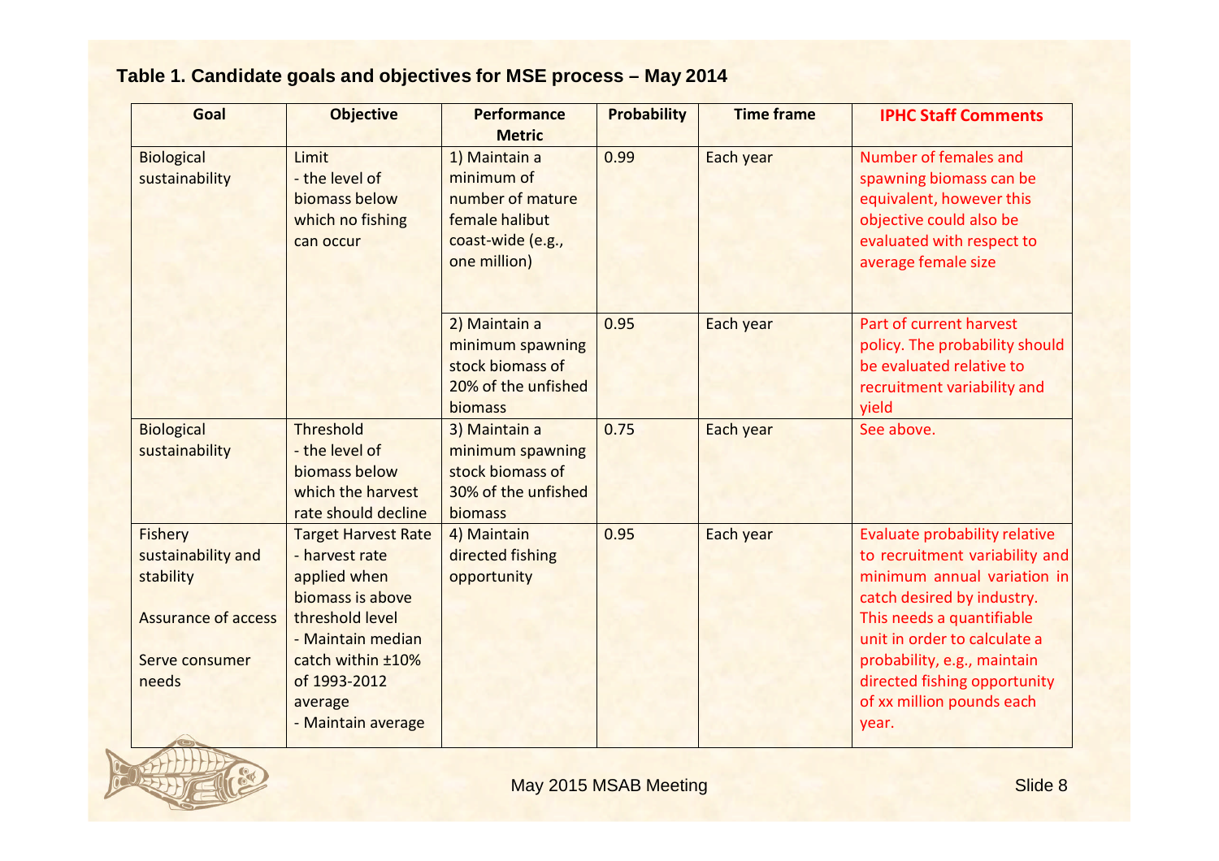**Table 1. Candidate goals and objectives for MSE process – May 2014**

| Goal | Objective | Performance Metric | Probability | Time frame | IPHC Staff Comments |
|---|---|---|---|---|---|
| Biological sustainability | Limit<br>- the level of biomass below which no fishing can occur | 1) Maintain a minimum of number of mature female halibut coast-wide (e.g., one million) | 0.99 | Each year | Number of females and spawning biomass can be equivalent, however this objective could also be evaluated with respect to average female size |
| | | 2) Maintain a minimum spawning stock biomass of 20% of the unfished biomass | 0.95 | Each year | Part of current harvest policy. The probability should be evaluated relative to recruitment variability and yield |
| Biological sustainability | Threshold<br>- the level of biomass below which the harvest rate should decline | 3) Maintain a minimum spawning stock biomass of 30% of the unfished biomass | 0.75 | Each year | See above. |
| Fishery sustainability and stability<br><br>Assurance of access<br><br>Serve consumer needs | Target Harvest Rate<br>- harvest rate applied when biomass is above threshold level<br>- Maintain median catch within ±10% of 1993-2012 average<br>- Maintain average | 4) Maintain directed fishing opportunity | 0.95 | Each year | Evaluate probability relative to recruitment variability and minimum annual variation in catch desired by industry. This needs a quantifiable unit in order to calculate a probability, e.g., maintain directed fishing opportunity of xx million pounds each year. |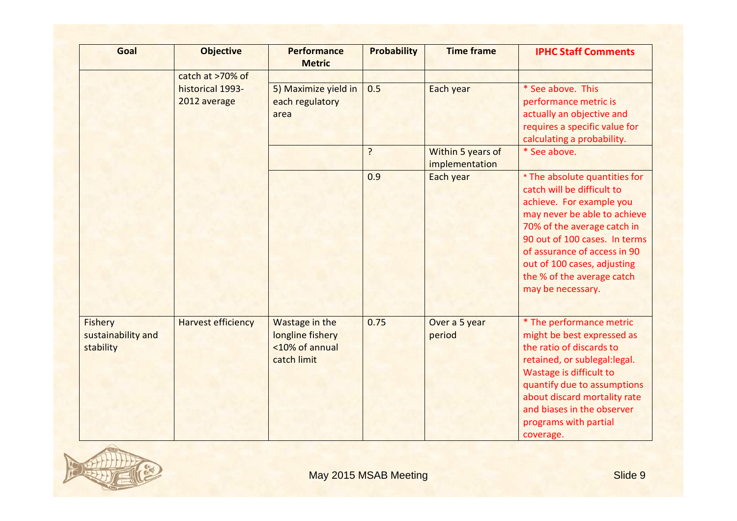| Goal | Objective | Performance Metric | Probability | Time frame | IHPC Staff Comments |
|---|---|---|---|---|---|
| | catch at >70% of historical 1993-2012 average | | | | |
| | | 5) Maximize yield in each regulatory area | 0.5 | Each year | * See above. This performance metric is actually an objective and requires a specific value for calculating a probability. |
| | | | ? | Within 5 years of implementation | * See above. |
| | | | 0.9 | Each year | * The absolute quantities for catch will be difficult to achieve. For example you may never be able to achieve 70% of the average catch in 90 out of 100 cases. In terms of assurance of access in 90 out of 100 cases, adjusting the % of the average catch may be necessary. |
| Fishery sustainability and stability | Harvest efficiency | Wastage in the longline fishery <10% of annual catch limit | 0.75 | Over a 5 year period | * The performance metric might be best expressed as the ratio of discards to retained, or sublegal:legal. Wastage is difficult to quantify due to assumptions about discard mortality rate and biases in the observer programs with partial coverage. |

May 2015 MSAB Meeting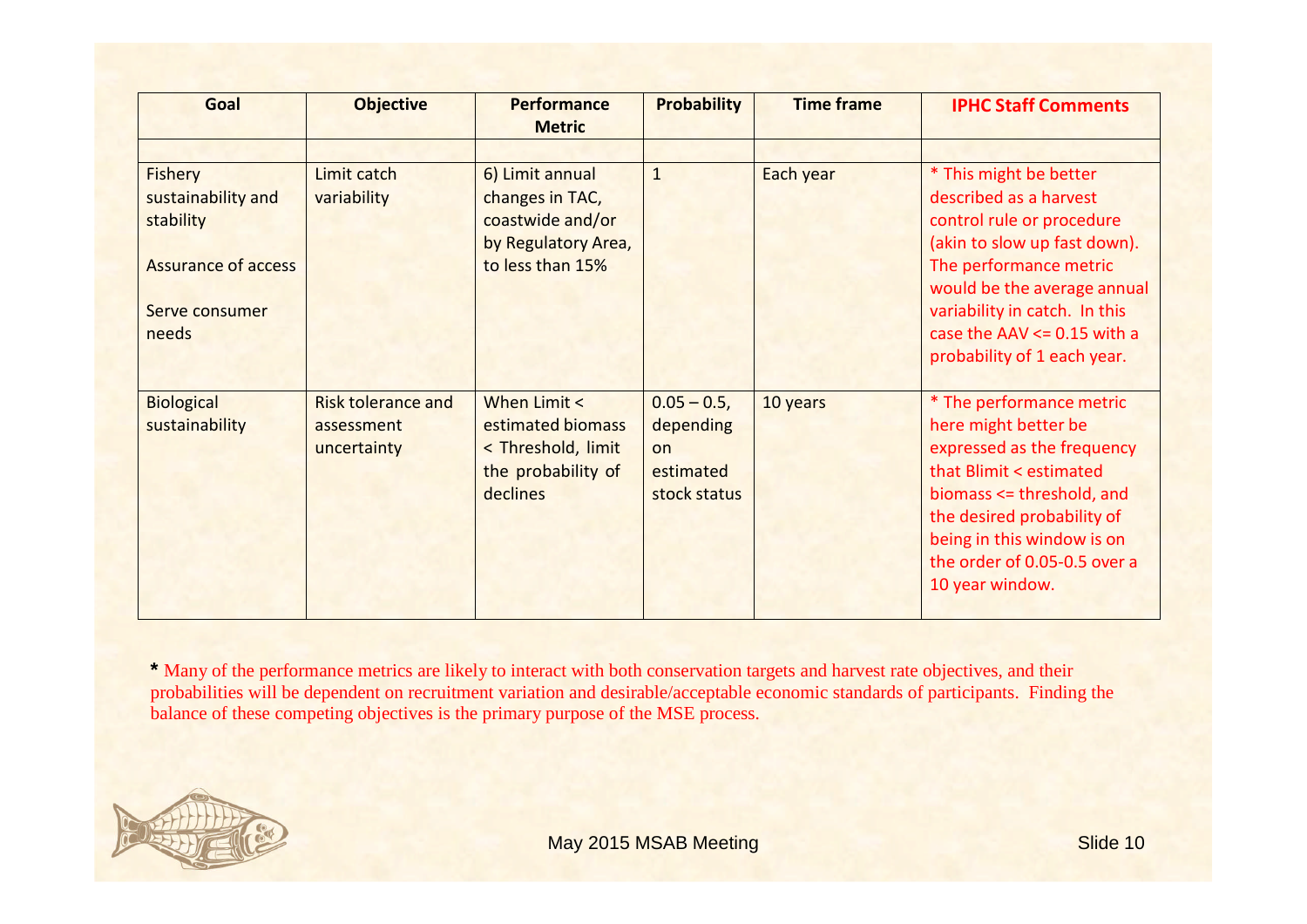| Goal | Objective | Performance Metric | Probability | Time frame | IPHC Staff Comments |
|---|---|---|---|---|---|
| | | | | | |
| Fishery sustainability and stability<br><br>Assurance of access<br><br>Serve consumer needs | Limit catch variability | 6) Limit annual changes in TAC, coastwide and/or by Regulatory Area, to less than 15% | 1 | Each year | * This might be better described as a harvest control rule or procedure (akin to slow up fast down). The performance metric would be the average annual variability in catch. In this case the AAV <= 0.15 with a probability of 1 each year. |
| Biological sustainability | Risk tolerance and assessment uncertainty | When Limit < estimated biomass < Threshold, limit the probability of declines | 0.05 – 0.5, depending on estimated stock status | 10 years | * The performance metric here might better be expressed as the frequency that Blimit < estimated biomass <= threshold, and the desired probability of being in this window is on the order of 0.05-0.5 over a 10 year window. |

**\*** Many of the performance metrics are likely to interact with both conservation targets and harvest rate objectives, and their probabilities will be dependent on recruitment variation and desirable/acceptable economic standards of participants. Finding the balance of these competing objectives is the primary purpose of the MSE process.